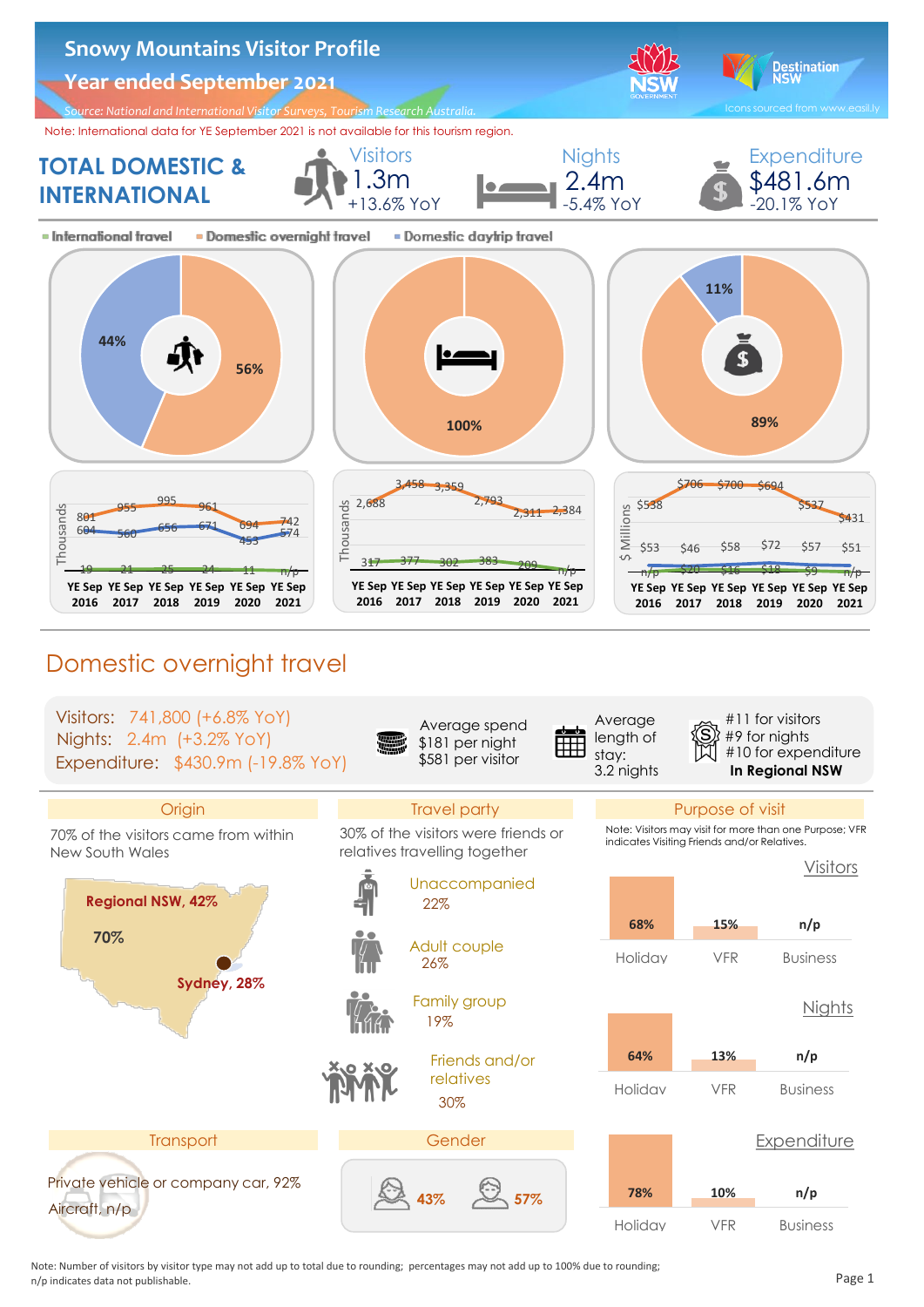# Snowy Mountains Visitor Profile

## Year ended September 2021

*Source: National and International Visitor Surveys, Tourism Research Australia.*

Icons sourced from www.easil.ly

Note: International data for YE September 2021 is not available for this tourism region.

## TOTAL DOMESTIC & INTERNATIONAL

| Visitors | Nights | Expenditure |
|---|---|---|
| 1.3m | 2.4m | $481.6m |
| +13.6% YoY | -5.4% YoY | -20.1% YoY |

International travel / Domestic overnight travel / Domestic daytrip travel

| | International travel | Domestic overnight travel | Domestic daytrip travel |
|---|---|---|---|
| Visitors | | 56% | 44% |
| Nights | | 100% | |
| Expenditure | | 89% | 11% |

**Visitors (Thousands)**

| | YE Sep 2016 | YE Sep 2017 | YE Sep 2018 | YE Sep 2019 | YE Sep 2020 | YE Sep 2021 |
|---|---|---|---|---|---|---|
| Domestic overnight | 801 | 955 | 995 | 961 | 694 | 742 |
| Domestic daytrip | 604 | 560 | 656 | 671 | 453 | 574 |
| International | 19 | 21 | 25 | 24 | 11 | n/p |

**Nights (Thousands)**

| | YE Sep 2016 | YE Sep 2017 | YE Sep 2018 | YE Sep 2019 | YE Sep 2020 | YE Sep 2021 |
|---|---|---|---|---|---|---|
| Domestic overnight | 2,688 | 3,458 | 3,359 | 2,793 | 2,311 | 2,384 |
| International | 317 | 377 | 302 | 383 | 209 | n/p |

**Expenditure ($ Millions)**

| | YE Sep 2016 | YE Sep 2017 | YE Sep 2018 | YE Sep 2019 | YE Sep 2020 | YE Sep 2021 |
|---|---|---|---|---|---|---|
| Domestic overnight | $538 | $706 | $700 | $694 | $537 | $431 |
| Domestic daytrip | $53 | $46 | $58 | $72 | $57 | $51 |
| International | n/p | $20 | $16 | $18 | $9 | n/p |

## Domestic overnight travel

Visitors: 741,800 (+6.8% YoY)
Nights: 2.4m (+3.2% YoY)
Expenditure: $430.9m (-19.8% YoY)

Average spend
$181 per night
$581 per visitor

Average length of stay:
3.2 nights

#11 for visitors
#9 for nights
#10 for expenditure
**In Regional NSW**

### Origin

70% of the visitors came from within New South Wales

- Regional NSW, 42%
- Sydney, 28%
- 70%

### Travel party

30% of the visitors were friends or relatives travelling together

- Unaccompanied 22%
- Adult couple 26%
- Family group 19%
- Friends and/or relatives 30%

### Purpose of visit

Note: Visitors may visit for more than one Purpose; VFR indicates Visiting Friends and/or Relatives.

| | Holiday | VFR | Business |
|---|---|---|---|
| Visitors | 68% | 15% | n/p |
| Nights | 64% | 13% | n/p |
| Expenditure | 78% | 10% | n/p |

### Transport

Private vehicle or company car, 92%
Aircraft, n/p

### Gender

43% / 57%

Note: Number of visitors by visitor type may not add up to total due to rounding; percentages may not add up to 100% due to rounding;
n/p indicates data not publishable.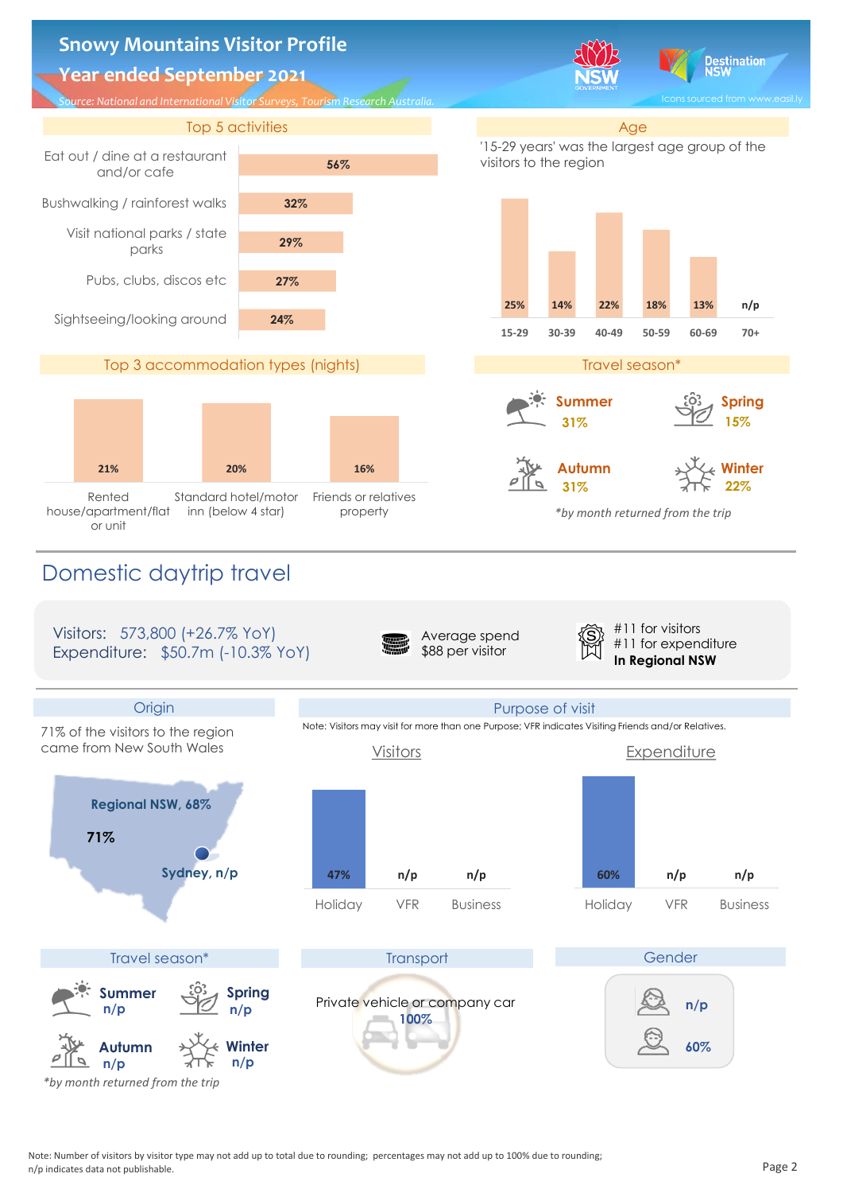# Snowy Mountains Visitor Profile

## Year ended September 2021

*Source: National and International Visitor Surveys, Tourism Research Australia.*

### Top 5 activities

| Activity | % |
|---|---|
| Eat out / dine at a restaurant and/or cafe | 56% |
| Bushwalking / rainforest walks | 32% |
| Visit national parks / state parks | 29% |
| Pubs, clubs, discos etc | 27% |
| Sightseeing/looking around | 24% |

### Age

'15-29 years' was the largest age group of the visitors to the region

| 15-29 | 30-39 | 40-49 | 50-59 | 60-69 | 70+ |
|---|---|---|---|---|---|
| 25% | 14% | 22% | 18% | 13% | n/p |

### Top 3 accommodation types (nights)

| Rented house/apartment/flat or unit | Standard hotel/motor inn (below 4 star) | Friends or relatives property |
|---|---|---|
| 21% | 20% | 16% |

### Travel season*

- Summer 31%
- Spring 15%
- Autumn 31%
- Winter 22%

*\*by month returned from the trip*

# Domestic daytrip travel

Visitors: 573,800 (+26.7% YoY)
Expenditure: $50.7m (-10.3% YoY)

Average spend $88 per visitor

#11 for visitors
#11 for expenditure
**In Regional NSW**

### Origin

71% of the visitors to the region came from New South Wales

- **71%**
- **Regional NSW, 68%**
- **Sydney, n/p**

### Purpose of visit

Note: Visitors may visit for more than one Purpose; VFR indicates Visiting Friends and/or Relatives.

| | Holiday | VFR | Business |
|---|---|---|---|
| Visitors | 47% | n/p | n/p |
| Expenditure | 60% | n/p | n/p |

### Travel season*

- Summer n/p
- Spring n/p
- Autumn n/p
- Winter n/p

*\*by month returned from the trip*

### Transport

Private vehicle or company car 100%

### Gender

- Female: n/p
- Male: 60%

Note: Number of visitors by visitor type may not add up to total due to rounding; percentages may not add up to 100% due to rounding; n/p indicates data not publishable.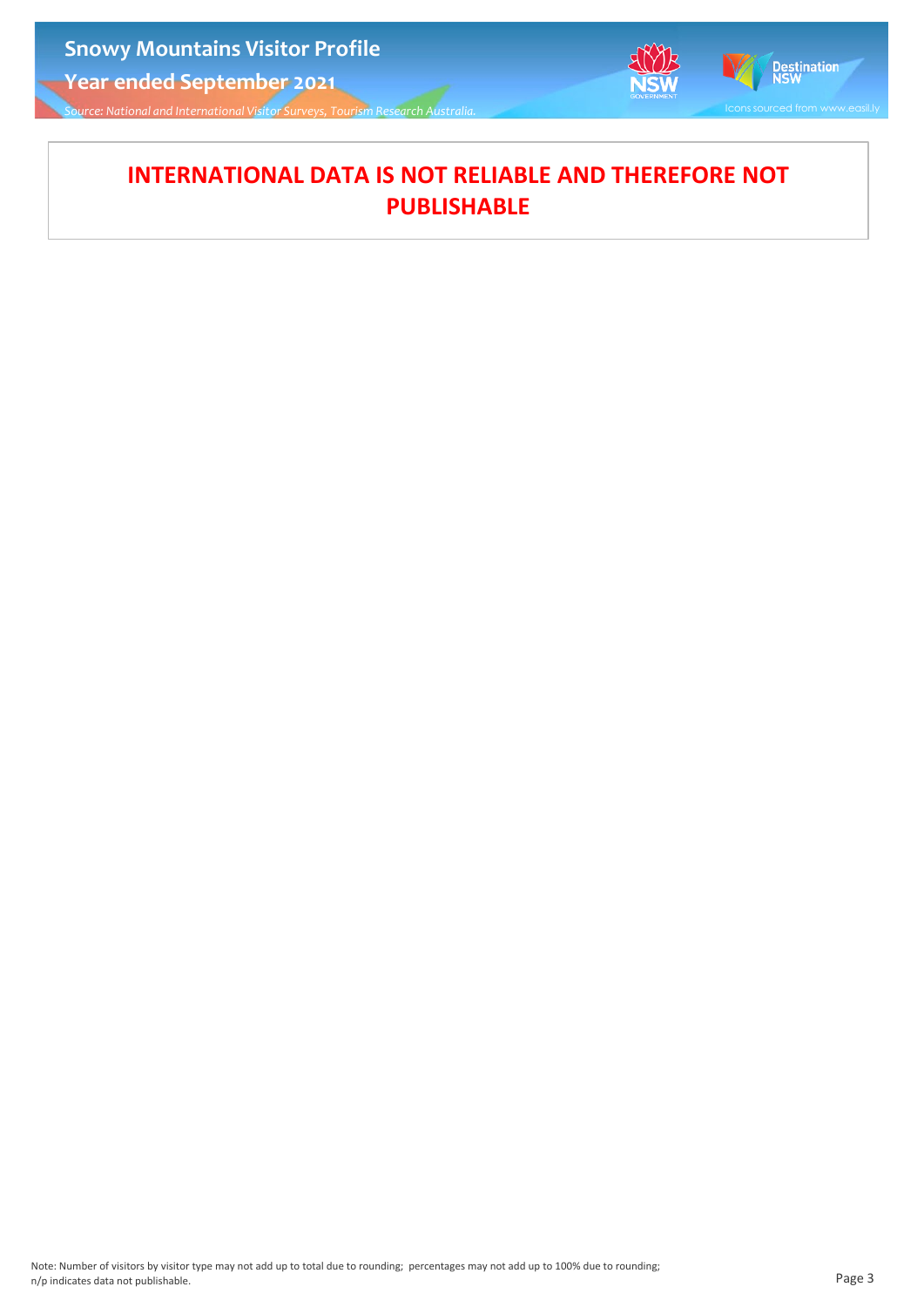**INTERNATIONAL DATA IS NOT RELIABLE AND THEREFORE NOT PUBLISHABLE**

Note: Number of visitors by visitor type may not add up to total due to rounding; percentages may not add up to 100% due to rounding; n/p indicates data not publishable.